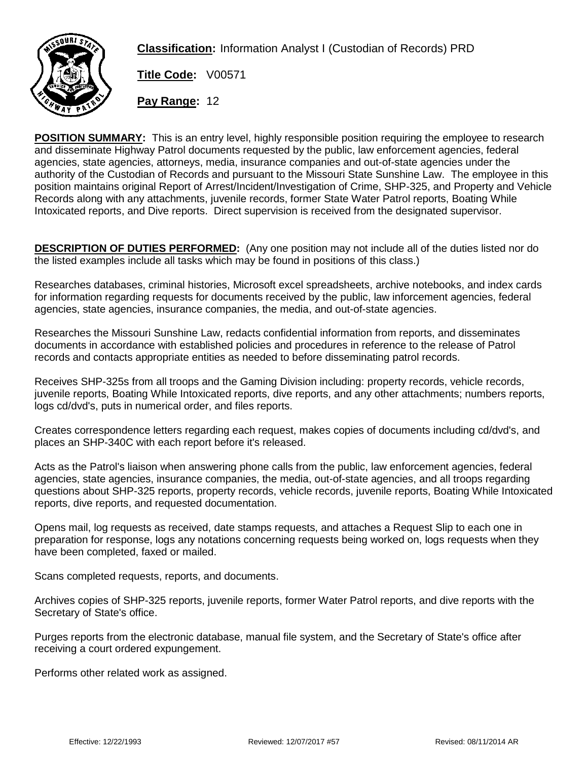**Classification:** Information Analyst I (Custodian of Records) PRD

**Title Code:** V00571

**Pay Range:** 12

**POSITION SUMMARY:** This is an entry level, highly responsible position requiring the employee to research and disseminate Highway Patrol documents requested by the public, law enforcement agencies, federal agencies, state agencies, attorneys, media, insurance companies and out-of-state agencies under the authority of the Custodian of Records and pursuant to the Missouri State Sunshine Law. The employee in this position maintains original Report of Arrest/Incident/Investigation of Crime, SHP-325, and Property and Vehicle Records along with any attachments, juvenile records, former State Water Patrol reports, Boating While Intoxicated reports, and Dive reports. Direct supervision is received from the designated supervisor.

**DESCRIPTION OF DUTIES PERFORMED:** (Any one position may not include all of the duties listed nor do the listed examples include all tasks which may be found in positions of this class.)

Researches databases, criminal histories, Microsoft excel spreadsheets, archive notebooks, and index cards for information regarding requests for documents received by the public, law inforcement agencies, federal agencies, state agencies, insurance companies, the media, and out-of-state agencies.

Researches the Missouri Sunshine Law, redacts confidential information from reports, and disseminates documents in accordance with established policies and procedures in reference to the release of Patrol records and contacts appropriate entities as needed to before disseminating patrol records.

Receives SHP-325s from all troops and the Gaming Division including: property records, vehicle records, juvenile reports, Boating While Intoxicated reports, dive reports, and any other attachments; numbers reports, logs cd/dvd's, puts in numerical order, and files reports.

Creates correspondence letters regarding each request, makes copies of documents including cd/dvd's, and places an SHP-340C with each report before it's released.

Acts as the Patrol's liaison when answering phone calls from the public, law enforcement agencies, federal agencies, state agencies, insurance companies, the media, out-of-state agencies, and all troops regarding questions about SHP-325 reports, property records, vehicle records, juvenile reports, Boating While Intoxicated reports, dive reports, and requested documentation.

Opens mail, log requests as received, date stamps requests, and attaches a Request Slip to each one in preparation for response, logs any notations concerning requests being worked on, logs requests when they have been completed, faxed or mailed.

Scans completed requests, reports, and documents.

Archives copies of SHP-325 reports, juvenile reports, former Water Patrol reports, and dive reports with the Secretary of State's office.

Purges reports from the electronic database, manual file system, and the Secretary of State's office after receiving a court ordered expungement.

Performs other related work as assigned.

Effective: 12/22/1993 Reviewed: 12/07/2017 #57 Revised: 08/11/2014 AR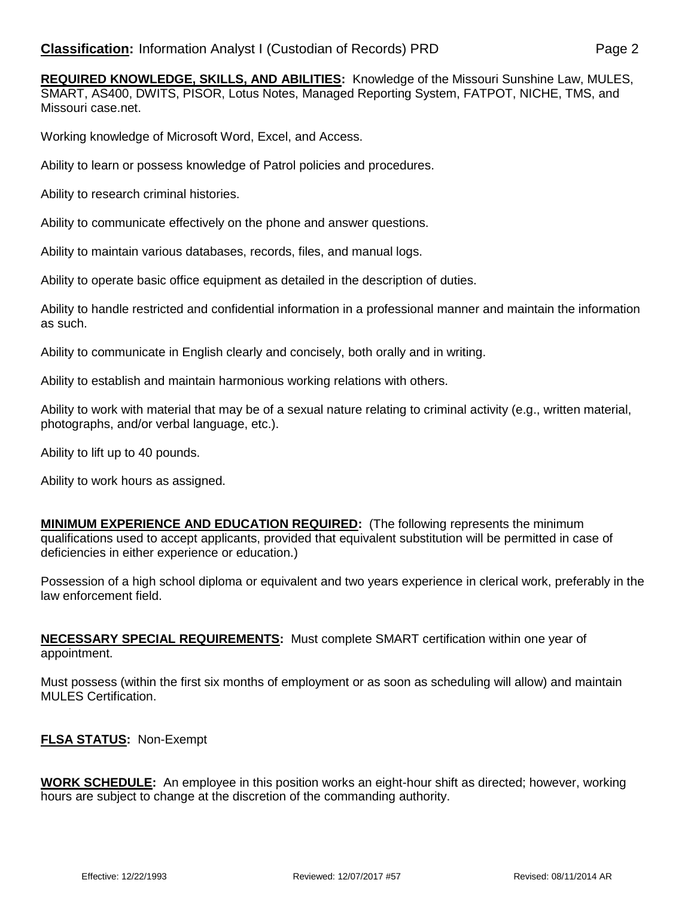**REQUIRED KNOWLEDGE, SKILLS, AND ABILITIES:** Knowledge of the Missouri Sunshine Law, MULES, SMART, AS400, DWITS, PISOR, Lotus Notes, Managed Reporting System, FATPOT, NICHE, TMS, and Missouri case.net.

Working knowledge of Microsoft Word, Excel, and Access.

Ability to learn or possess knowledge of Patrol policies and procedures.

Ability to research criminal histories.

Ability to communicate effectively on the phone and answer questions.

Ability to maintain various databases, records, files, and manual logs.

Ability to operate basic office equipment as detailed in the description of duties.

Ability to handle restricted and confidential information in a professional manner and maintain the information as such.

Ability to communicate in English clearly and concisely, both orally and in writing.

Ability to establish and maintain harmonious working relations with others.

Ability to work with material that may be of a sexual nature relating to criminal activity (e.g., written material, photographs, and/or verbal language, etc.).

Ability to lift up to 40 pounds.

Ability to work hours as assigned.

**MINIMUM EXPERIENCE AND EDUCATION REQUIRED:** (The following represents the minimum qualifications used to accept applicants, provided that equivalent substitution will be permitted in case of deficiencies in either experience or education.)

Possession of a high school diploma or equivalent and two years experience in clerical work, preferably in the law enforcement field.

**NECESSARY SPECIAL REQUIREMENTS:** Must complete SMART certification within one year of appointment.

Must possess (within the first six months of employment or as soon as scheduling will allow) and maintain MULES Certification.

**FLSA STATUS:** Non-Exempt

**WORK SCHEDULE:** An employee in this position works an eight-hour shift as directed; however, working hours are subject to change at the discretion of the commanding authority.

Effective: 12/22/1993 Reviewed: 12/07/2017 #57 Revised: 08/11/2014 AR